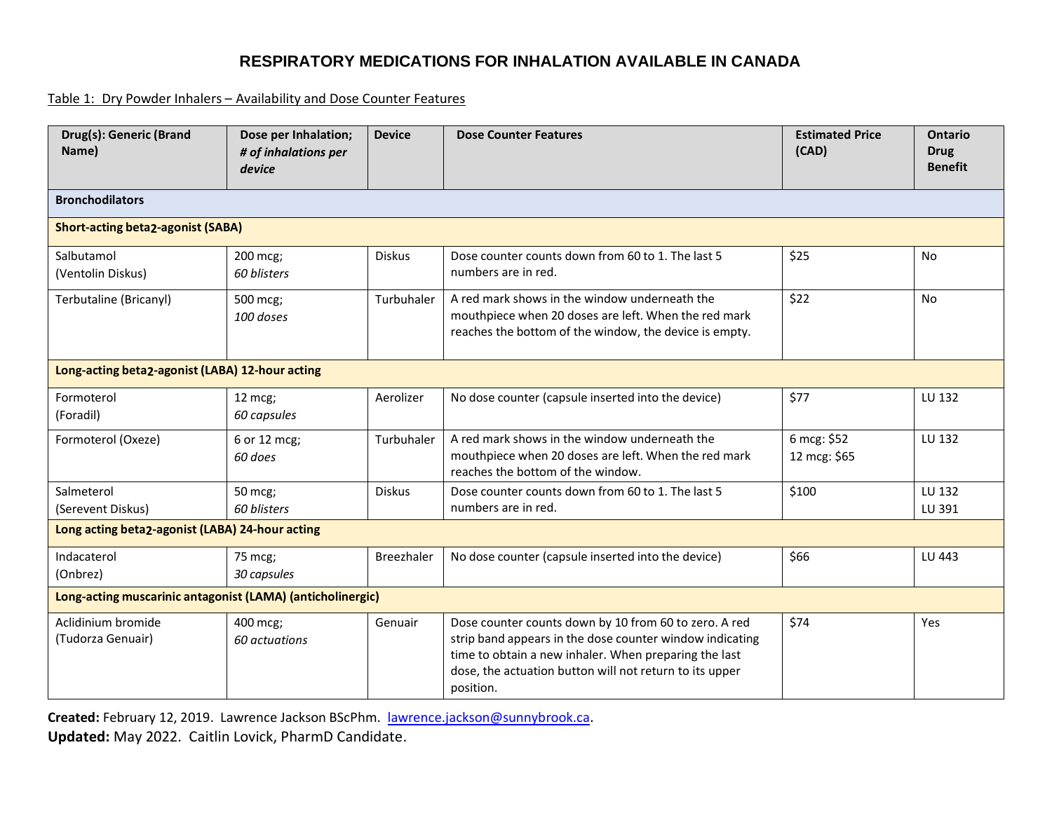# RESPIRATORY MEDICATIONS FOR INHALATION AVAILABLE IN CANADA

Table 1: Dry Powder Inhalers – Availability and Dose Counter Features

| Drug(s): Generic (Brand Name) | Dose per Inhalation; *# of inhalations per device* | Device | Dose Counter Features | Estimated Price (CAD) | Ontario Drug Benefit |
|---|---|---|---|---|---|
| **Bronchodilators** | | | | | |
| **Short-acting beta2-agonist (SABA)** | | | | | |
| Salbutamol (Ventolin Diskus) | 200 mcg; *60 blisters* | Diskus | Dose counter counts down from 60 to 1. The last 5 numbers are in red. | $25 | No |
| Terbutaline (Bricanyl) | 500 mcg; *100 doses* | Turbuhaler | A red mark shows in the window underneath the mouthpiece when 20 doses are left. When the red mark reaches the bottom of the window, the device is empty. | $22 | No |
| **Long-acting beta2-agonist (LABA) 12-hour acting** | | | | | |
| Formoterol (Foradil) | 12 mcg; *60 capsules* | Aerolizer | No dose counter (capsule inserted into the device) | $77 | LU 132 |
| Formoterol (Oxeze) | 6 or 12 mcg; *60 does* | Turbuhaler | A red mark shows in the window underneath the mouthpiece when 20 doses are left. When the red mark reaches the bottom of the window. | 6 mcg: $52<br>12 mcg: $65 | LU 132 |
| Salmeterol (Serevent Diskus) | 50 mcg; *60 blisters* | Diskus | Dose counter counts down from 60 to 1. The last 5 numbers are in red. | $100 | LU 132<br>LU 391 |
| **Long acting beta2-agonist (LABA) 24-hour acting** | | | | | |
| Indacaterol (Onbrez) | 75 mcg; *30 capsules* | Breezhaler | No dose counter (capsule inserted into the device) | $66 | LU 443 |
| **Long-acting muscarinic antagonist (LAMA) (anticholinergic)** | | | | | |
| Aclidinium bromide (Tudorza Genuair) | 400 mcg; *60 actuations* | Genuair | Dose counter counts down by 10 from 60 to zero. A red strip band appears in the dose counter window indicating time to obtain a new inhaler. When preparing the last dose, the actuation button will not return to its upper position. | $74 | Yes |

**Created:** February 12, 2019. Lawrence Jackson BScPhm. [lawrence.jackson@sunnybrook.ca](mailto:lawrence.jackson@sunnybrook.ca).
**Updated:** May 2022. Caitlin Lovick, PharmD Candidate.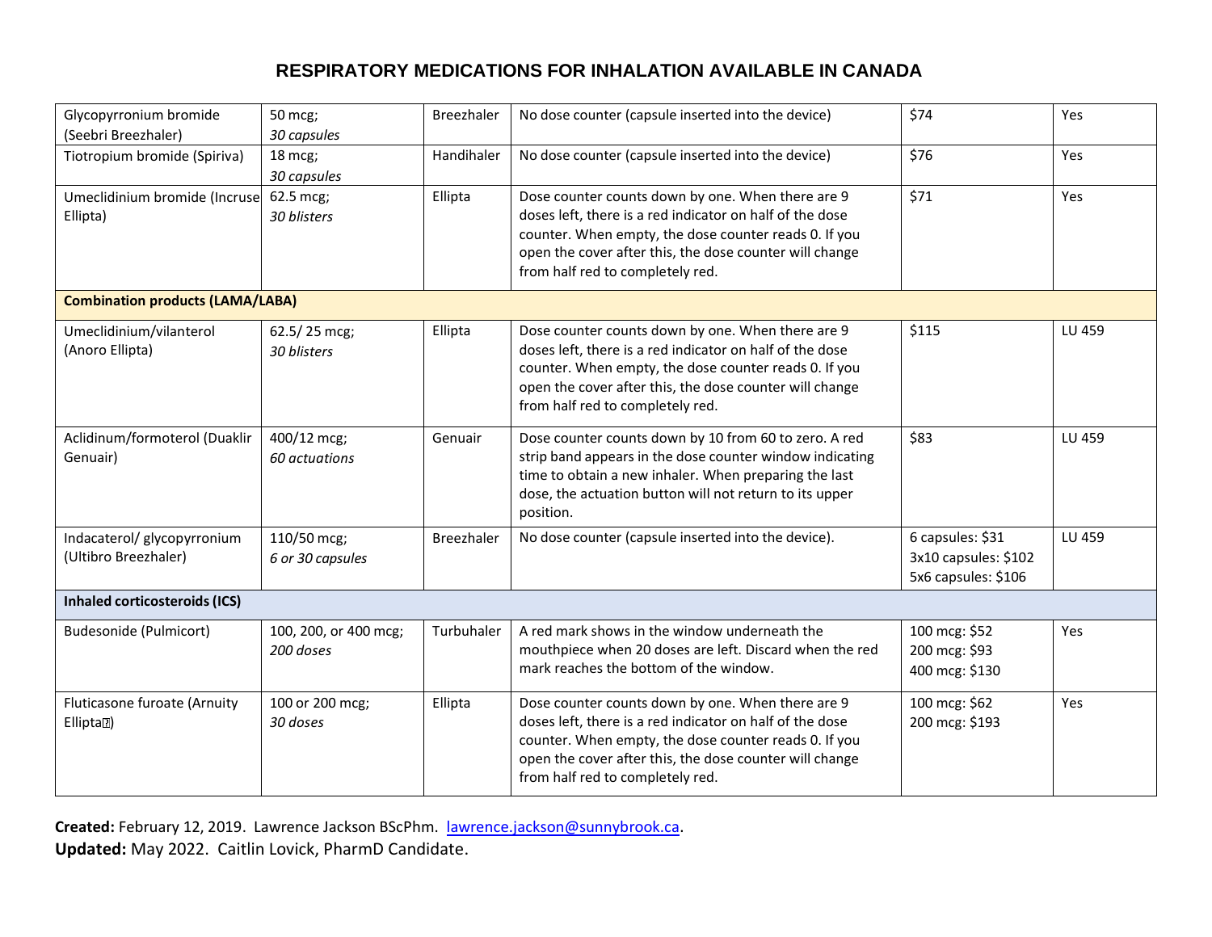# RESPIRATORY MEDICATIONS FOR INHALATION AVAILABLE IN CANADA

| | | | | | |
|---|---|---|---|---|---|
| Glycopyrronium bromide (Seebri Breezhaler) | 50 mcg; *30 capsules* | Breezhaler | No dose counter (capsule inserted into the device) | $74 | Yes |
| Tiotropium bromide (Spiriva) | 18 mcg; *30 capsules* | Handihaler | No dose counter (capsule inserted into the device) | $76 | Yes |
| Umeclidinium bromide (Incruse Ellipta) | 62.5 mcg; *30 blisters* | Ellipta | Dose counter counts down by one. When there are 9 doses left, there is a red indicator on half of the dose counter. When empty, the dose counter reads 0. If you open the cover after this, the dose counter will change from half red to completely red. | $71 | Yes |
| **Combination products (LAMA/LABA)** | | | | | |
| Umeclidinium/vilanterol (Anoro Ellipta) | 62.5/ 25 mcg; *30 blisters* | Ellipta | Dose counter counts down by one. When there are 9 doses left, there is a red indicator on half of the dose counter. When empty, the dose counter reads 0. If you open the cover after this, the dose counter will change from half red to completely red. | $115 | LU 459 |
| Aclidinum/formoterol (Duaklir Genuair) | 400/12 mcg; *60 actuations* | Genuair | Dose counter counts down by 10 from 60 to zero. A red strip band appears in the dose counter window indicating time to obtain a new inhaler. When preparing the last dose, the actuation button will not return to its upper position. | $83 | LU 459 |
| Indacaterol/ glycopyrronium (Ultibro Breezhaler) | 110/50 mcg; *6 or 30 capsules* | Breezhaler | No dose counter (capsule inserted into the device). | 6 capsules: $31<br>3x10 capsules: $102<br>5x6 capsules: $106 | LU 459 |
| **Inhaled corticosteroids (ICS)** | | | | | |
| Budesonide (Pulmicort) | 100, 200, or 400 mcg; *200 doses* | Turbuhaler | A red mark shows in the window underneath the mouthpiece when 20 doses are left. Discard when the red mark reaches the bottom of the window. | 100 mcg: $52<br>200 mcg: $93<br>400 mcg: $130 | Yes |
| Fluticasone furoate (Arnuity Ellipta) | 100 or 200 mcg; *30 doses* | Ellipta | Dose counter counts down by one. When there are 9 doses left, there is a red indicator on half of the dose counter. When empty, the dose counter reads 0. If you open the cover after this, the dose counter will change from half red to completely red. | 100 mcg: $62<br>200 mcg: $193 | Yes |

**Created:** February 12, 2019. Lawrence Jackson BScPhm. lawrence.jackson@sunnybrook.ca.
**Updated:** May 2022. Caitlin Lovick, PharmD Candidate.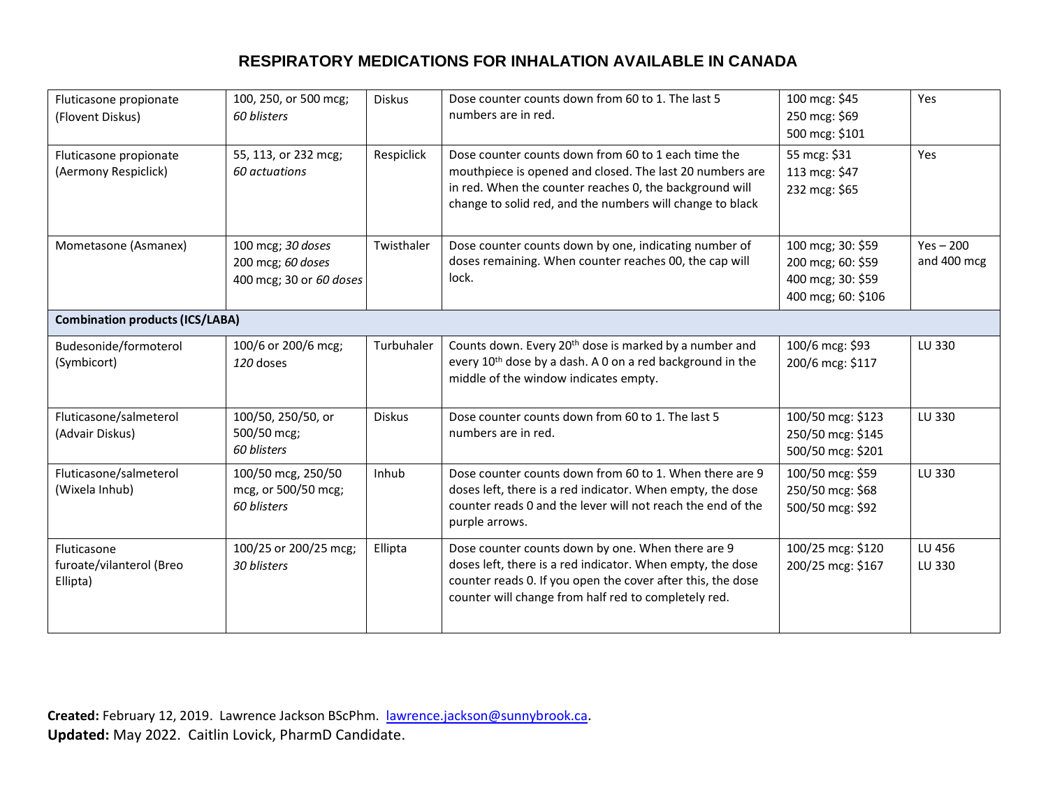# RESPIRATORY MEDICATIONS FOR INHALATION AVAILABLE IN CANADA

| | | | | | |
|---|---|---|---|---|---|
| Fluticasone propionate (Flovent Diskus) | 100, 250, or 500 mcg; *60 blisters* | Diskus | Dose counter counts down from 60 to 1. The last 5 numbers are in red. | 100 mcg: $45<br>250 mcg: $69<br>500 mcg: $101 | Yes |
| Fluticasone propionate (Aermony Respiclick) | 55, 113, or 232 mcg; *60 actuations* | Respiclick | Dose counter counts down from 60 to 1 each time the mouthpiece is opened and closed. The last 20 numbers are in red. When the counter reaches 0, the background will change to solid red, and the numbers will change to black | 55 mcg: $31<br>113 mcg: $47<br>232 mcg: $65 | Yes |
| Mometasone (Asmanex) | 100 mcg; *30 doses*<br>200 mcg; *60 doses*<br>400 mcg; 30 or *60 doses* | Twisthaler | Dose counter counts down by one, indicating number of doses remaining. When counter reaches 00, the cap will lock. | 100 mcg; 30: $59<br>200 mcg; 60: $59<br>400 mcg; 30: $59<br>400 mcg; 60: $106 | Yes – 200 and 400 mcg |
| **Combination products (ICS/LABA)** | | | | | |
| Budesonide/formoterol (Symbicort) | 100/6 or 200/6 mcg; *120* doses | Turbuhaler | Counts down. Every 20th dose is marked by a number and every 10th dose by a dash. A 0 on a red background in the middle of the window indicates empty. | 100/6 mcg: $93<br>200/6 mcg: $117 | LU 330 |
| Fluticasone/salmeterol (Advair Diskus) | 100/50, 250/50, or 500/50 mcg; *60 blisters* | Diskus | Dose counter counts down from 60 to 1. The last 5 numbers are in red. | 100/50 mcg: $123<br>250/50 mcg: $145<br>500/50 mcg: $201 | LU 330 |
| Fluticasone/salmeterol (Wixela Inhub) | 100/50 mcg, 250/50 mcg, or 500/50 mcg; *60 blisters* | Inhub | Dose counter counts down from 60 to 1. When there are 9 doses left, there is a red indicator. When empty, the dose counter reads 0 and the lever will not reach the end of the purple arrows. | 100/50 mcg: $59<br>250/50 mcg: $68<br>500/50 mcg: $92 | LU 330 |
| Fluticasone furoate/vilanterol (Breo Ellipta) | 100/25 or 200/25 mcg; *30 blisters* | Ellipta | Dose counter counts down by one. When there are 9 doses left, there is a red indicator. When empty, the dose counter reads 0. If you open the cover after this, the dose counter will change from half red to completely red. | 100/25 mcg: $120<br>200/25 mcg: $167 | LU 456<br>LU 330 |

**Created:** February 12, 2019. Lawrence Jackson BScPhm. [lawrence.jackson@sunnybrook.ca](mailto:lawrence.jackson@sunnybrook.ca).
**Updated:** May 2022. Caitlin Lovick, PharmD Candidate.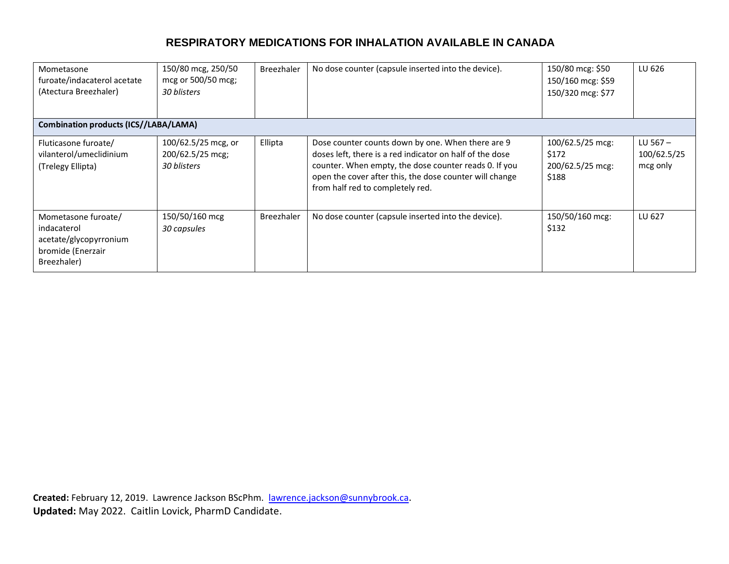# RESPIRATORY MEDICATIONS FOR INHALATION AVAILABLE IN CANADA

| | | | | | |
|---|---|---|---|---|---|
| Mometasone furoate/indacaterol acetate (Atectura Breezhaler) | 150/80 mcg, 250/50 mcg or 500/50 mcg; *30 blisters* | Breezhaler | No dose counter (capsule inserted into the device). | 150/80 mcg: $50<br>150/160 mcg: $59<br>150/320 mcg: $77 | LU 626 |
| **Combination products (ICS//LABA/LAMA)** | | | | | |
| Fluticasone furoate/ vilanterol/umeclidinium (Trelegy Ellipta) | 100/62.5/25 mcg, or 200/62.5/25 mcg; *30 blisters* | Ellipta | Dose counter counts down by one. When there are 9 doses left, there is a red indicator on half of the dose counter. When empty, the dose counter reads 0. If you open the cover after this, the dose counter will change from half red to completely red. | 100/62.5/25 mcg: $172<br>200/62.5/25 mcg: $188 | LU 567 – 100/62.5/25 mcg only |
| Mometasone furoate/ indacaterol acetate/glycopyrronium bromide (Enerzair Breezhaler) | 150/50/160 mcg *30 capsules* | Breezhaler | No dose counter (capsule inserted into the device). | 150/50/160 mcg: $132 | LU 627 |

**Created:** February 12, 2019. Lawrence Jackson BScPhm. [lawrence.jackson@sunnybrook.ca](mailto:lawrence.jackson@sunnybrook.ca).
**Updated:** May 2022. Caitlin Lovick, PharmD Candidate.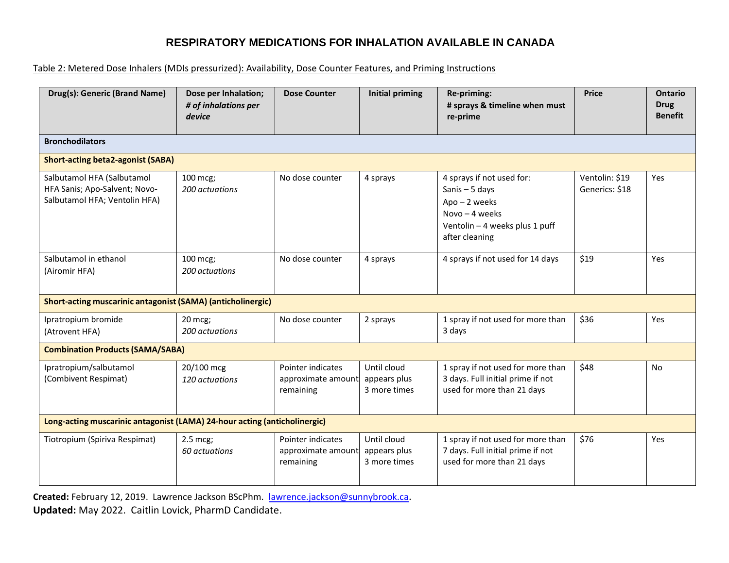# RESPIRATORY MEDICATIONS FOR INHALATION AVAILABLE IN CANADA

Table 2: Metered Dose Inhalers (MDIs pressurized): Availability, Dose Counter Features, and Priming Instructions

| Drug(s): Generic (Brand Name) | Dose per Inhalation; *# of inhalations per device* | Dose Counter | Initial priming | Re-priming: # sprays & timeline when must re-prime | Price | Ontario Drug Benefit |
|---|---|---|---|---|---|---|
| **Bronchodilators** | | | | | | |
| **Short-acting beta2-agonist (SABA)** | | | | | | |
| Salbutamol HFA (Salbutamol HFA Sanis; Apo-Salvent; Novo-Salbutamol HFA; Ventolin HFA) | 100 mcg; *200 actuations* | No dose counter | 4 sprays | 4 sprays if not used for:<br>Sanis – 5 days<br>Apo – 2 weeks<br>Novo – 4 weeks<br>Ventolin – 4 weeks plus 1 puff after cleaning | Ventolin: $19<br>Generics: $18 | Yes |
| Salbutamol in ethanol (Airomir HFA) | 100 mcg; *200 actuations* | No dose counter | 4 sprays | 4 sprays if not used for 14 days | $19 | Yes |
| **Short-acting muscarinic antagonist (SAMA) (anticholinergic)** | | | | | | |
| Ipratropium bromide (Atrovent HFA) | 20 mcg; *200 actuations* | No dose counter | 2 sprays | 1 spray if not used for more than 3 days | $36 | Yes |
| **Combination Products (SAMA/SABA)** | | | | | | |
| Ipratropium/salbutamol (Combivent Respimat) | 20/100 mcg *120 actuations* | Pointer indicates approximate amount remaining | Until cloud appears plus 3 more times | 1 spray if not used for more than 3 days. Full initial prime if not used for more than 21 days | $48 | No |
| **Long-acting muscarinic antagonist (LAMA) 24-hour acting (anticholinergic)** | | | | | | |
| Tiotropium (Spiriva Respimat) | 2.5 mcg; *60 actuations* | Pointer indicates approximate amount remaining | Until cloud appears plus 3 more times | 1 spray if not used for more than 7 days. Full initial prime if not used for more than 21 days | $76 | Yes |

**Created:** February 12, 2019. Lawrence Jackson BScPhm. lawrence.jackson@sunnybrook.ca.
**Updated:** May 2022. Caitlin Lovick, PharmD Candidate.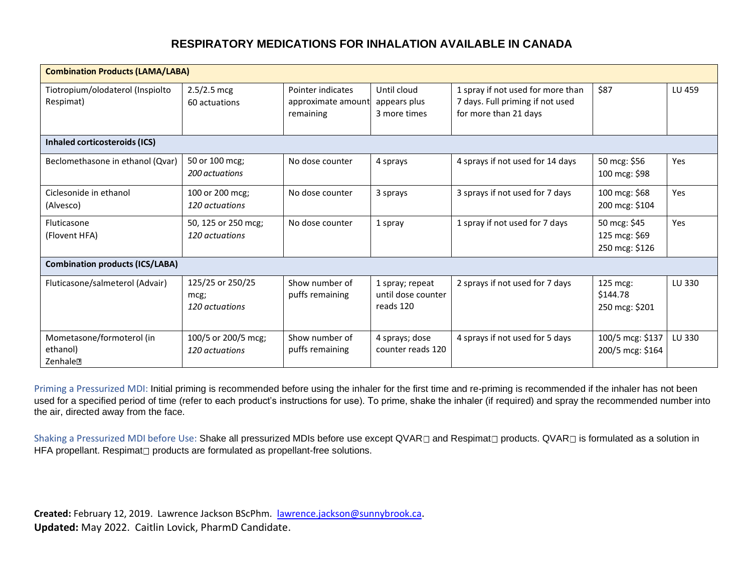# RESPIRATORY MEDICATIONS FOR INHALATION AVAILABLE IN CANADA

| Combination Products (LAMA/LABA) | | | | | | |
|---|---|---|---|---|---|---|
| Tiotropium/olodaterol (Inspiolto Respimat) | 2.5/2.5 mcg 60 actuations | Pointer indicates approximate amount remaining | Until cloud appears plus 3 more times | 1 spray if not used for more than 7 days. Full priming if not used for more than 21 days | $87 | LU 459 |
| **Inhaled corticosteroids (ICS)** | | | | | | |
| Beclomethasone in ethanol (Qvar) | 50 or 100 mcg; *200 actuations* | No dose counter | 4 sprays | 4 sprays if not used for 14 days | 50 mcg: $56<br>100 mcg: $98 | Yes |
| Ciclesonide in ethanol (Alvesco) | 100 or 200 mcg; *120 actuations* | No dose counter | 3 sprays | 3 sprays if not used for 7 days | 100 mcg: $68<br>200 mcg: $104 | Yes |
| Fluticasone (Flovent HFA) | 50, 125 or 250 mcg; *120 actuations* | No dose counter | 1 spray | 1 spray if not used for 7 days | 50 mcg: $45<br>125 mcg: $69<br>250 mcg: $126 | Yes |
| **Combination products (ICS/LABA)** | | | | | | |
| Fluticasone/salmeterol (Advair) | 125/25 or 250/25 mcg; *120 actuations* | Show number of puffs remaining | 1 spray; repeat until dose counter reads 120 | 2 sprays if not used for 7 days | 125 mcg: $144.78<br>250 mcg: $201 | LU 330 |
| Mometasone/formoterol (in ethanol) Zenhale | 100/5 or 200/5 mcg; *120 actuations* | Show number of puffs remaining | 4 sprays; dose counter reads 120 | 4 sprays if not used for 5 days | 100/5 mcg: $137<br>200/5 mcg: $164 | LU 330 |

Priming a Pressurized MDI: Initial priming is recommended before using the inhaler for the first time and re-priming is recommended if the inhaler has not been used for a specified period of time (refer to each product's instructions for use). To prime, shake the inhaler (if required) and spray the recommended number into the air, directed away from the face.

Shaking a Pressurized MDI before Use: Shake all pressurized MDIs before use except QVAR and Respimat products. QVAR is formulated as a solution in HFA propellant. Respimat products are formulated as propellant-free solutions.

**Created:** February 12, 2019. Lawrence Jackson BScPhm. lawrence.jackson@sunnybrook.ca.
**Updated:** May 2022. Caitlin Lovick, PharmD Candidate.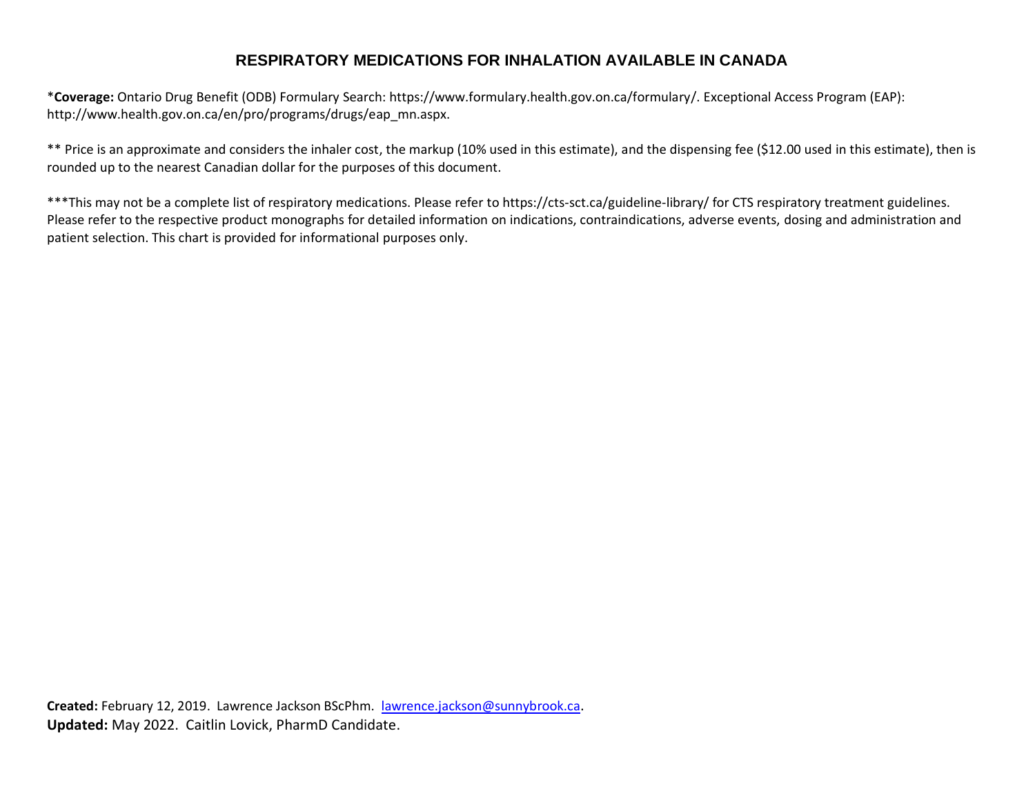# RESPIRATORY MEDICATIONS FOR INHALATION AVAILABLE IN CANADA

*Coverage: Ontario Drug Benefit (ODB) Formulary Search: https://www.formulary.health.gov.on.ca/formulary/. Exceptional Access Program (EAP): http://www.health.gov.on.ca/en/pro/programs/drugs/eap_mn.aspx.

** Price is an approximate and considers the inhaler cost, the markup (10% used in this estimate), and the dispensing fee ($12.00 used in this estimate), then is rounded up to the nearest Canadian dollar for the purposes of this document.

***This may not be a complete list of respiratory medications. Please refer to https://cts-sct.ca/guideline-library/ for CTS respiratory treatment guidelines. Please refer to the respective product monographs for detailed information on indications, contraindications, adverse events, dosing and administration and patient selection. This chart is provided for informational purposes only.

**Created:** February 12, 2019. Lawrence Jackson BScPhm. lawrence.jackson@sunnybrook.ca.
**Updated:** May 2022. Caitlin Lovick, PharmD Candidate.